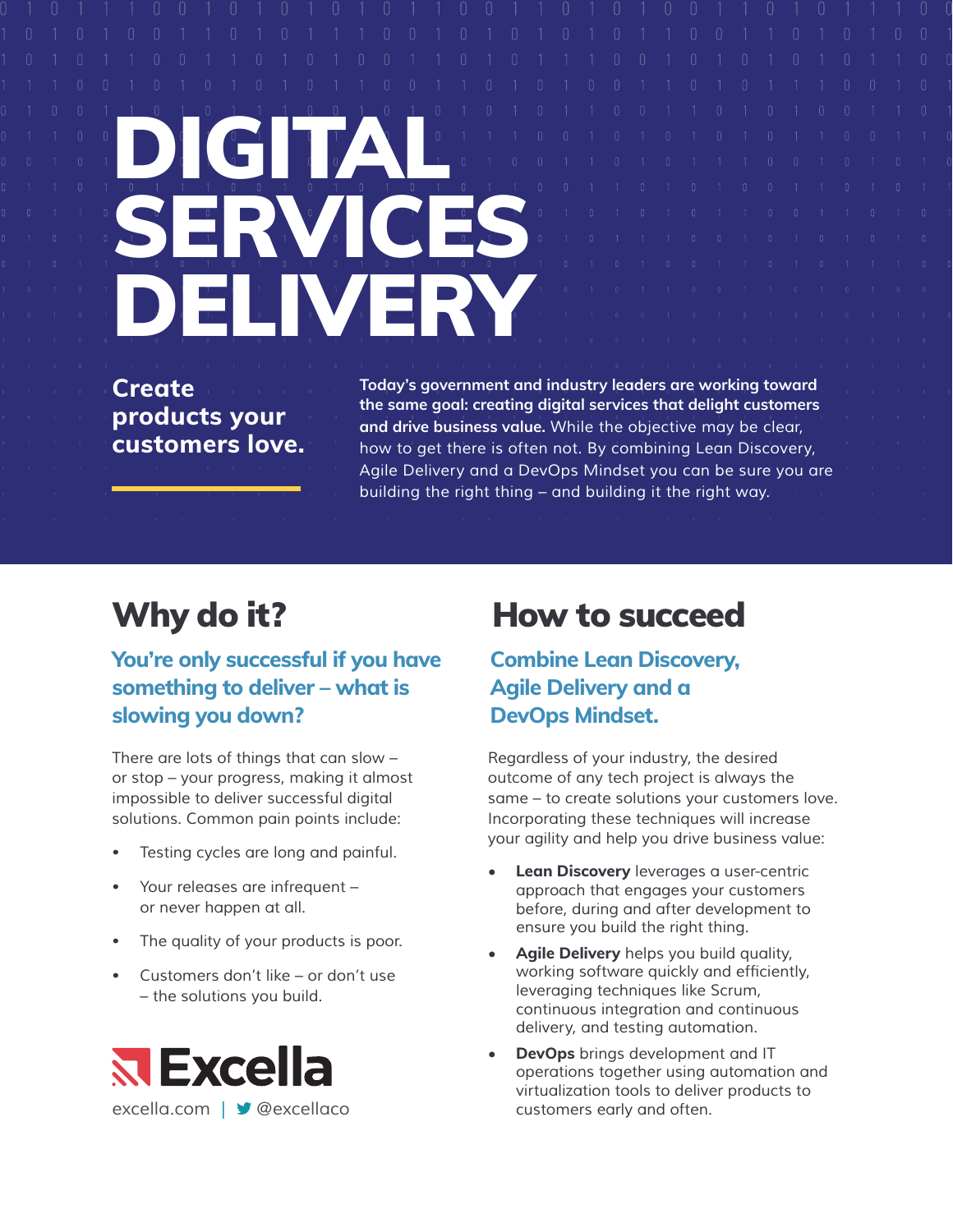# DIGITAL SERVICES DELIVERY

**Create products your customers love.**

**Today's government and industry leaders are working toward the same goal: creating digital services that delight customers and drive business value.** While the objective may be clear, how to get there is often not. By combining Lean Discovery, Agile Delivery and a DevOps Mindset you can be sure you are building the right thing – and building it the right way.

## Why do it?

### You're only successful if you have something to deliver – what is slowing you down?

There are lots of things that can slow – or stop – your progress, making it almost impossible to deliver successful digital solutions. Common pain points include:

- Testing cycles are long and painful.
- Your releases are infrequent – or never happen at all.
- The quality of your products is poor.
- Customers don't like – or don't use – the solutions you build.

**Excella**

excella.com | @excellaco

## How to succeed

### Combine Lean Discovery, Agile Delivery and a DevOps Mindset.

Regardless of your industry, the desired outcome of any tech project is always the same – to create solutions your customers love. Incorporating these techniques will increase your agility and help you drive business value:

- **Lean Discovery** leverages a user-centric approach that engages your customers before, during and after development to ensure you build the right thing.
- **Agile Delivery** helps you build quality, working software quickly and efficiently, leveraging techniques like Scrum, continuous integration and continuous delivery, and testing automation.
- **DevOps** brings development and IT operations together using automation and virtualization tools to deliver products to customers early and often.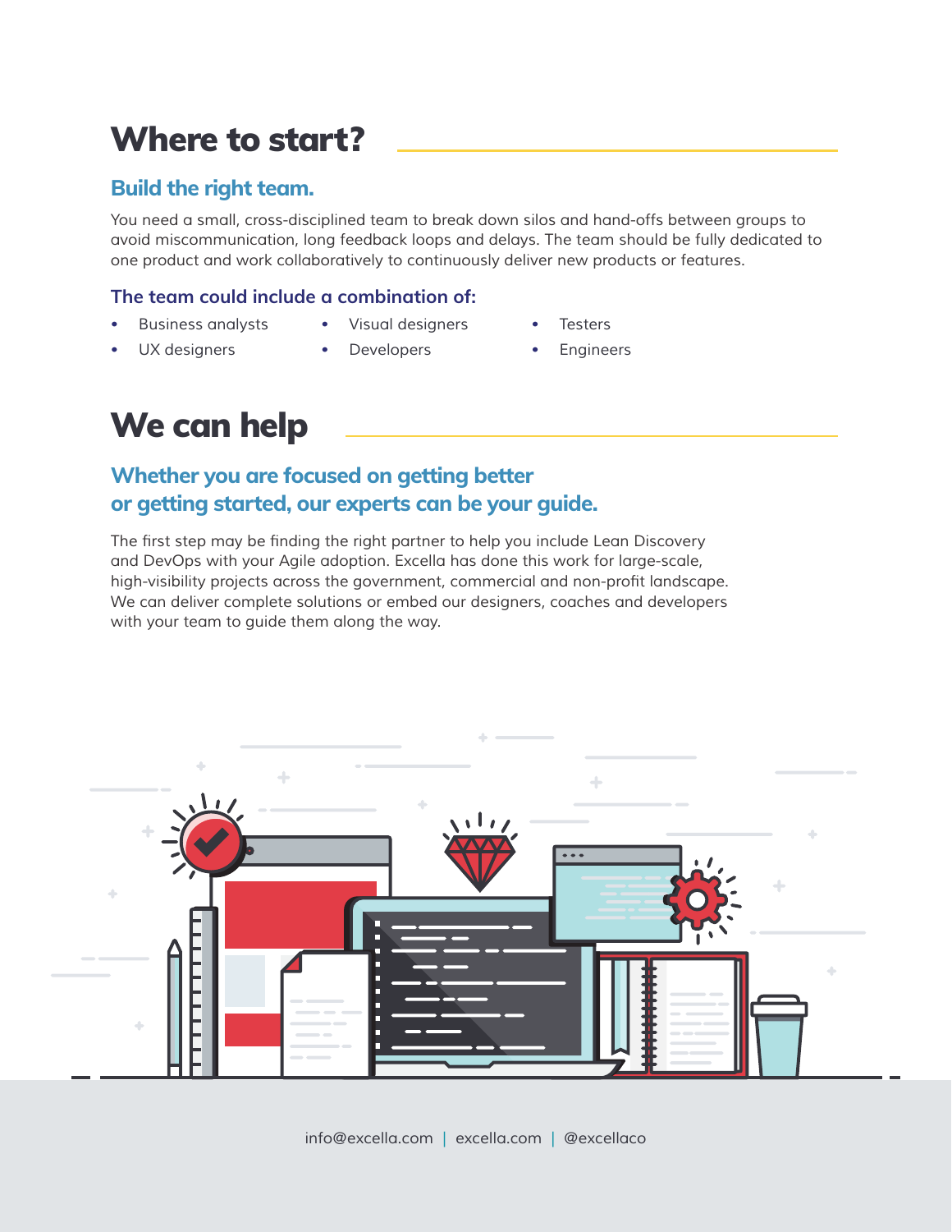# Where to start?

## Build the right team.

You need a small, cross-disciplined team to break down silos and hand-offs between groups to avoid miscommunication, long feedback loops and delays. The team should be fully dedicated to one product and work collaboratively to continuously deliver new products or features.

### The team could include a combination of:

- Business analysts
- UX designers
- Visual designers
- Developers
- Testers
- Engineers

# We can help

## Whether you are focused on getting better or getting started, our experts can be your guide.

The first step may be finding the right partner to help you include Lean Discovery and DevOps with your Agile adoption. Excella has done this work for large-scale, high-visibility projects across the government, commercial and non-profit landscape. We can deliver complete solutions or embed our designers, coaches and developers with your team to guide them along the way.

info@excella.com | excella.com | @excellaco